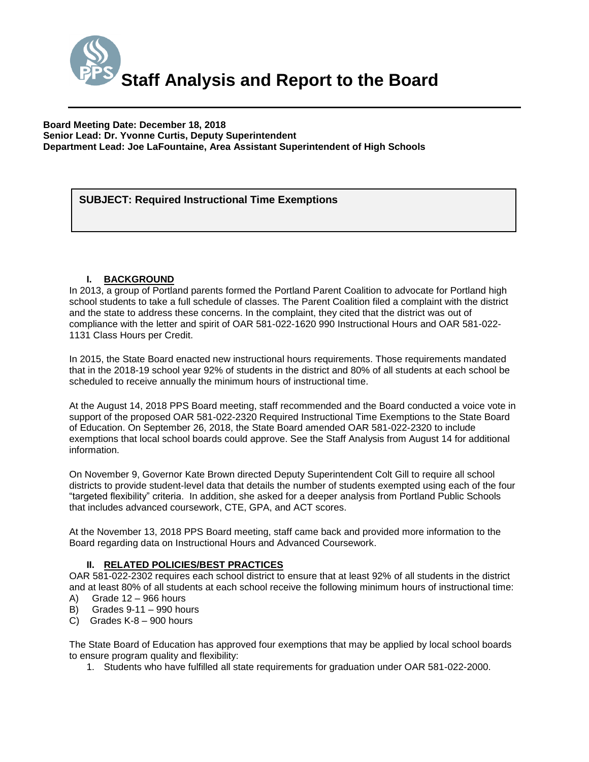# Staff Analysis and Report to the Board

**Board Meeting Date: December 18, 2018**
**Senior Lead: Dr. Yvonne Curtis, Deputy Superintendent**
**Department Lead: Joe LaFountaine, Area Assistant Superintendent of High Schools**

**SUBJECT: Required Instructional Time Exemptions**

## I. BACKGROUND

In 2013, a group of Portland parents formed the Portland Parent Coalition to advocate for Portland high school students to take a full schedule of classes. The Parent Coalition filed a complaint with the district and the state to address these concerns. In the complaint, they cited that the district was out of compliance with the letter and spirit of OAR 581-022-1620 990 Instructional Hours and OAR 581-022-1131 Class Hours per Credit.

In 2015, the State Board enacted new instructional hours requirements. Those requirements mandated that in the 2018-19 school year 92% of students in the district and 80% of all students at each school be scheduled to receive annually the minimum hours of instructional time.

At the August 14, 2018 PPS Board meeting, staff recommended and the Board conducted a voice vote in support of the proposed OAR 581-022-2320 Required Instructional Time Exemptions to the State Board of Education. On September 26, 2018, the State Board amended OAR 581-022-2320 to include exemptions that local school boards could approve. See the Staff Analysis from August 14 for additional information.

On November 9, Governor Kate Brown directed Deputy Superintendent Colt Gill to require all school districts to provide student-level data that details the number of students exempted using each of the four "targeted flexibility" criteria. In addition, she asked for a deeper analysis from Portland Public Schools that includes advanced coursework, CTE, GPA, and ACT scores.

At the November 13, 2018 PPS Board meeting, staff came back and provided more information to the Board regarding data on Instructional Hours and Advanced Coursework.

## II. RELATED POLICIES/BEST PRACTICES

OAR 581-022-2302 requires each school district to ensure that at least 92% of all students in the district and at least 80% of all students at each school receive the following minimum hours of instructional time:

A) Grade 12 – 966 hours
B) Grades 9-11 – 990 hours
C) Grades K-8 – 900 hours

The State Board of Education has approved four exemptions that may be applied by local school boards to ensure program quality and flexibility:

1. Students who have fulfilled all state requirements for graduation under OAR 581-022-2000.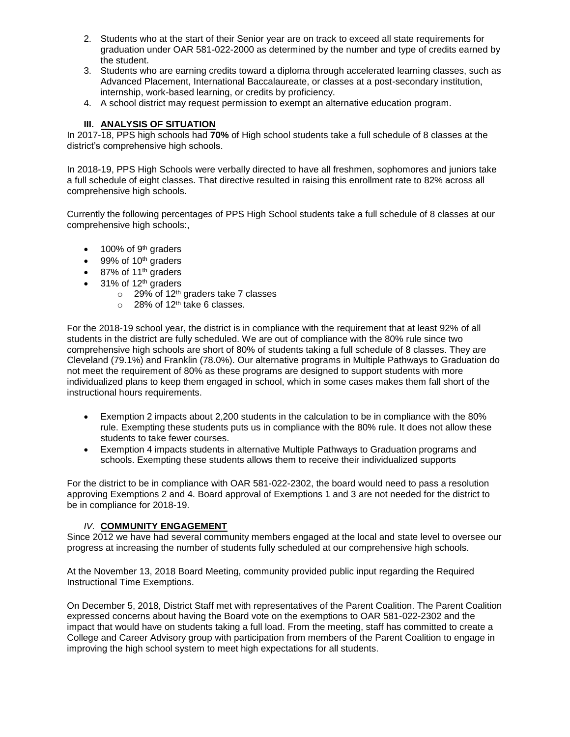2. Students who at the start of their Senior year are on track to exceed all state requirements for graduation under OAR 581-022-2000 as determined by the number and type of credits earned by the student.
3. Students who are earning credits toward a diploma through accelerated learning classes, such as Advanced Placement, International Baccalaureate, or classes at a post-secondary institution, internship, work-based learning, or credits by proficiency.
4. A school district may request permission to exempt an alternative education program.

## III. ANALYSIS OF SITUATION

In 2017-18, PPS high schools had **70%** of High school students take a full schedule of 8 classes at the district's comprehensive high schools.

In 2018-19, PPS High Schools were verbally directed to have all freshmen, sophomores and juniors take a full schedule of eight classes. That directive resulted in raising this enrollment rate to 82% across all comprehensive high schools.

Currently the following percentages of PPS High School students take a full schedule of 8 classes at our comprehensive high schools:,

- 100% of 9th graders
- 99% of 10th graders
- 87% of 11th graders
- 31% of 12th graders
  - 29% of 12th graders take 7 classes
  - 28% of 12th take 6 classes.

For the 2018-19 school year, the district is in compliance with the requirement that at least 92% of all students in the district are fully scheduled. We are out of compliance with the 80% rule since two comprehensive high schools are short of 80% of students taking a full schedule of 8 classes. They are Cleveland (79.1%) and Franklin (78.0%). Our alternative programs in Multiple Pathways to Graduation do not meet the requirement of 80% as these programs are designed to support students with more individualized plans to keep them engaged in school, which in some cases makes them fall short of the instructional hours requirements.

- Exemption 2 impacts about 2,200 students in the calculation to be in compliance with the 80% rule. Exempting these students puts us in compliance with the 80% rule. It does not allow these students to take fewer courses.
- Exemption 4 impacts students in alternative Multiple Pathways to Graduation programs and schools. Exempting these students allows them to receive their individualized supports

For the district to be in compliance with OAR 581-022-2302, the board would need to pass a resolution approving Exemptions 2 and 4. Board approval of Exemptions 1 and 3 are not needed for the district to be in compliance for 2018-19.

## *IV.* COMMUNITY ENGAGEMENT

Since 2012 we have had several community members engaged at the local and state level to oversee our progress at increasing the number of students fully scheduled at our comprehensive high schools.

At the November 13, 2018 Board Meeting, community provided public input regarding the Required Instructional Time Exemptions.

On December 5, 2018, District Staff met with representatives of the Parent Coalition. The Parent Coalition expressed concerns about having the Board vote on the exemptions to OAR 581-022-2302 and the impact that would have on students taking a full load. From the meeting, staff has committed to create a College and Career Advisory group with participation from members of the Parent Coalition to engage in improving the high school system to meet high expectations for all students.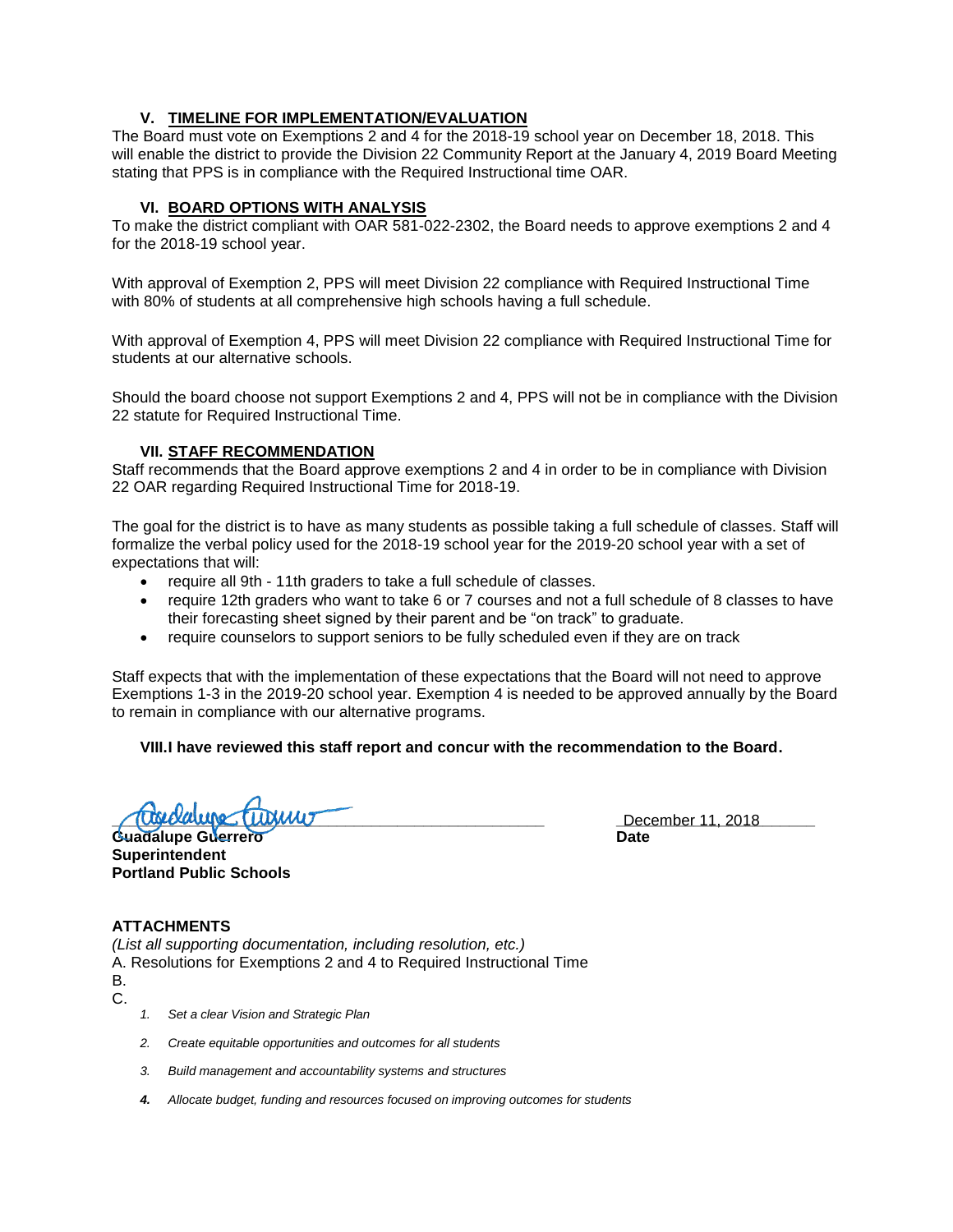### V. TIMELINE FOR IMPLEMENTATION/EVALUATION

The Board must vote on Exemptions 2 and 4 for the 2018-19 school year on December 18, 2018. This will enable the district to provide the Division 22 Community Report at the January 4, 2019 Board Meeting stating that PPS is in compliance with the Required Instructional time OAR.

### VI. BOARD OPTIONS WITH ANALYSIS

To make the district compliant with OAR 581-022-2302, the Board needs to approve exemptions 2 and 4 for the 2018-19 school year.

With approval of Exemption 2, PPS will meet Division 22 compliance with Required Instructional Time with 80% of students at all comprehensive high schools having a full schedule.

With approval of Exemption 4, PPS will meet Division 22 compliance with Required Instructional Time for students at our alternative schools.

Should the board choose not support Exemptions 2 and 4, PPS will not be in compliance with the Division 22 statute for Required Instructional Time.

### VII. STAFF RECOMMENDATION

Staff recommends that the Board approve exemptions 2 and 4 in order to be in compliance with Division 22 OAR regarding Required Instructional Time for 2018-19.

The goal for the district is to have as many students as possible taking a full schedule of classes. Staff will formalize the verbal policy used for the 2018-19 school year for the 2019-20 school year with a set of expectations that will:

- require all 9th - 11th graders to take a full schedule of classes.
- require 12th graders who want to take 6 or 7 courses and not a full schedule of 8 classes to have their forecasting sheet signed by their parent and be "on track" to graduate.
- require counselors to support seniors to be fully scheduled even if they are on track

Staff expects that with the implementation of these expectations that the Board will not need to approve Exemptions 1-3 in the 2019-20 school year. Exemption 4 is needed to be approved annually by the Board to remain in compliance with our alternative programs.

**VIII.I have reviewed this staff report and concur with the recommendation to the Board.**

**Guadalupe Guerrero**
**Superintendent**
**Portland Public Schools**

December 11, 2018
**Date**

**ATTACHMENTS**

*(List all supporting documentation, including resolution, etc.)*

A. Resolutions for Exemptions 2 and 4 to Required Instructional Time
B.
C.

1. *Set a clear Vision and Strategic Plan*
2. *Create equitable opportunities and outcomes for all students*
3. *Build management and accountability systems and structures*
4. *Allocate budget, funding and resources focused on improving outcomes for students*